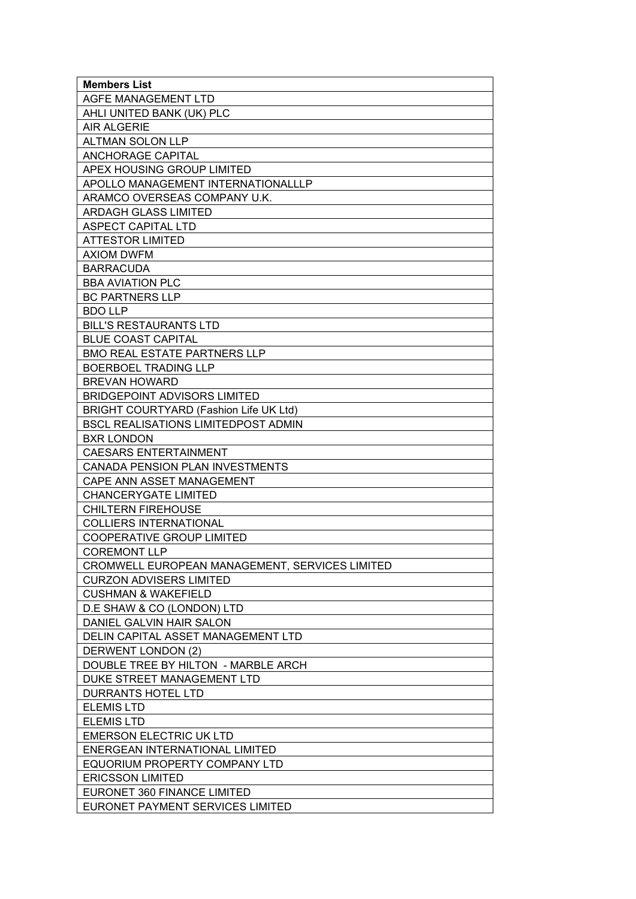| Members List |
|---|
| AGFE MANAGEMENT LTD |
| AHLI UNITED BANK (UK) PLC |
| AIR ALGERIE |
| ALTMAN SOLON LLP |
| ANCHORAGE CAPITAL |
| APEX HOUSING GROUP LIMITED |
| APOLLO MANAGEMENT INTERNATIONALLLP |
| ARAMCO OVERSEAS COMPANY U.K. |
| ARDAGH GLASS LIMITED |
| ASPECT CAPITAL LTD |
| ATTESTOR LIMITED |
| AXIOM DWFM |
| BARRACUDA |
| BBA AVIATION PLC |
| BC PARTNERS LLP |
| BDO LLP |
| BILL'S RESTAURANTS LTD |
| BLUE COAST CAPITAL |
| BMO REAL ESTATE PARTNERS LLP |
| BOERBOEL TRADING LLP |
| BREVAN HOWARD |
| BRIDGEPOINT ADVISORS LIMITED |
| BRIGHT COURTYARD (Fashion Life UK Ltd) |
| BSCL REALISATIONS LIMITEDPOST ADMIN |
| BXR LONDON |
| CAESARS ENTERTAINMENT |
| CANADA PENSION PLAN INVESTMENTS |
| CAPE ANN ASSET MANAGEMENT |
| CHANCERYGATE LIMITED |
| CHILTERN FIREHOUSE |
| COLLIERS INTERNATIONAL |
| COOPERATIVE GROUP LIMITED |
| COREMONT LLP |
| CROMWELL EUROPEAN MANAGEMENT, SERVICES LIMITED |
| CURZON ADVISERS LIMITED |
| CUSHMAN & WAKEFIELD |
| D.E SHAW & CO (LONDON) LTD |
| DANIEL GALVIN HAIR SALON |
| DELIN CAPITAL ASSET MANAGEMENT LTD |
| DERWENT LONDON (2) |
| DOUBLE TREE BY HILTON - MARBLE ARCH |
| DUKE STREET MANAGEMENT LTD |
| DURRANTS HOTEL LTD |
| ELEMIS LTD |
| ELEMIS LTD |
| EMERSON ELECTRIC UK LTD |
| ENERGEAN INTERNATIONAL LIMITED |
| EQUORIUM PROPERTY COMPANY LTD |
| ERICSSON LIMITED |
| EURONET 360 FINANCE LIMITED |
| EURONET PAYMENT SERVICES LIMITED |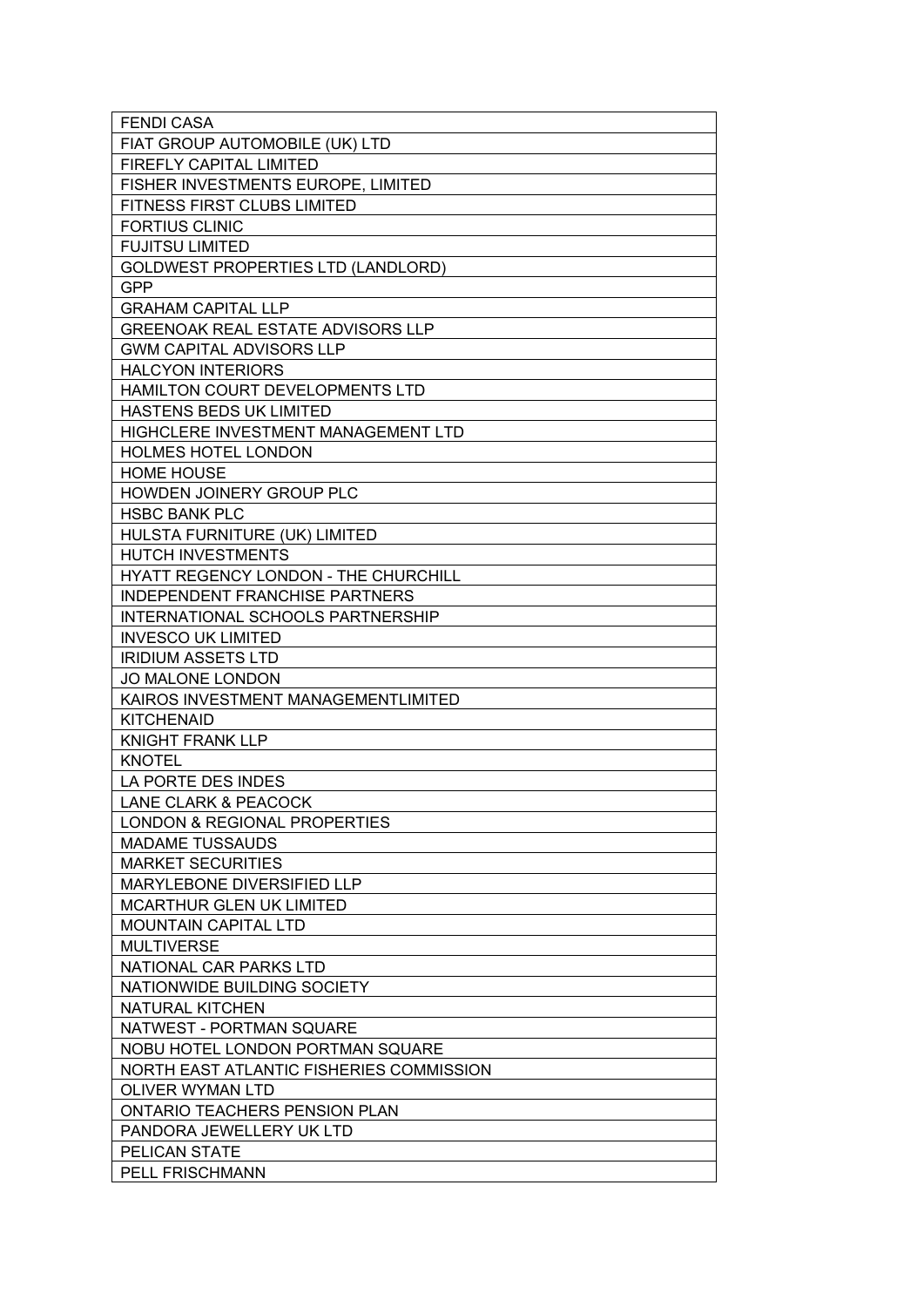| FENDI CASA |
|---|
| FIAT GROUP AUTOMOBILE (UK) LTD |
| FIREFLY CAPITAL LIMITED |
| FISHER INVESTMENTS EUROPE, LIMITED |
| FITNESS FIRST CLUBS LIMITED |
| FORTIUS CLINIC |
| FUJITSU LIMITED |
| GOLDWEST PROPERTIES LTD (LANDLORD) |
| GPP |
| GRAHAM CAPITAL LLP |
| GREENOAK REAL ESTATE ADVISORS LLP |
| GWM CAPITAL ADVISORS LLP |
| HALCYON INTERIORS |
| HAMILTON COURT DEVELOPMENTS LTD |
| HASTENS BEDS UK LIMITED |
| HIGHCLERE INVESTMENT MANAGEMENT LTD |
| HOLMES HOTEL LONDON |
| HOME HOUSE |
| HOWDEN JOINERY GROUP PLC |
| HSBC BANK PLC |
| HULSTA FURNITURE (UK) LIMITED |
| HUTCH INVESTMENTS |
| HYATT REGENCY LONDON - THE CHURCHILL |
| INDEPENDENT FRANCHISE PARTNERS |
| INTERNATIONAL SCHOOLS PARTNERSHIP |
| INVESCO UK LIMITED |
| IRIDIUM ASSETS LTD |
| JO MALONE LONDON |
| KAIROS INVESTMENT MANAGEMENTLIMITED |
| KITCHENAID |
| KNIGHT FRANK LLP |
| KNOTEL |
| LA PORTE DES INDES |
| LANE CLARK & PEACOCK |
| LONDON & REGIONAL PROPERTIES |
| MADAME TUSSAUDS |
| MARKET SECURITIES |
| MARYLEBONE DIVERSIFIED LLP |
| MCARTHUR GLEN UK LIMITED |
| MOUNTAIN CAPITAL LTD |
| MULTIVERSE |
| NATIONAL CAR PARKS LTD |
| NATIONWIDE BUILDING SOCIETY |
| NATURAL KITCHEN |
| NATWEST - PORTMAN SQUARE |
| NOBU HOTEL LONDON PORTMAN SQUARE |
| NORTH EAST ATLANTIC FISHERIES COMMISSION |
| OLIVER WYMAN LTD |
| ONTARIO TEACHERS PENSION PLAN |
| PANDORA JEWELLERY UK LTD |
| PELICAN STATE |
| PELL FRISCHMANN |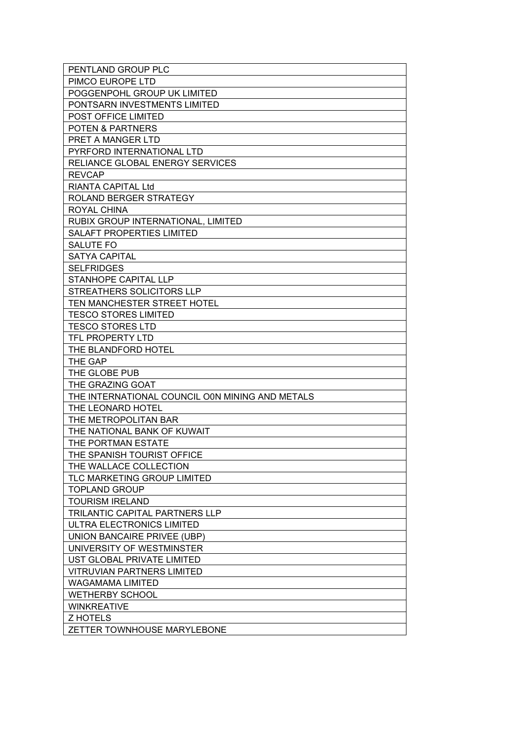| |
|---|
| PENTLAND GROUP PLC |
| PIMCO EUROPE LTD |
| POGGENPOHL GROUP UK LIMITED |
| PONTSARN INVESTMENTS LIMITED |
| POST OFFICE LIMITED |
| POTEN & PARTNERS |
| PRET A MANGER LTD |
| PYRFORD INTERNATIONAL LTD |
| RELIANCE GLOBAL ENERGY SERVICES |
| REVCAP |
| RIANTA CAPITAL Ltd |
| ROLAND BERGER STRATEGY |
| ROYAL CHINA |
| RUBIX GROUP INTERNATIONAL, LIMITED |
| SALAFT PROPERTIES LIMITED |
| SALUTE FO |
| SATYA CAPITAL |
| SELFRIDGES |
| STANHOPE CAPITAL LLP |
| STREATHERS SOLICITORS LLP |
| TEN MANCHESTER STREET HOTEL |
| TESCO STORES LIMITED |
| TESCO STORES LTD |
| TFL PROPERTY LTD |
| THE BLANDFORD HOTEL |
| THE GAP |
| THE GLOBE PUB |
| THE GRAZING GOAT |
| THE INTERNATIONAL COUNCIL O0N MINING AND METALS |
| THE LEONARD HOTEL |
| THE METROPOLITAN BAR |
| THE NATIONAL BANK OF KUWAIT |
| THE PORTMAN ESTATE |
| THE SPANISH TOURIST OFFICE |
| THE WALLACE COLLECTION |
| TLC MARKETING GROUP LIMITED |
| TOPLAND GROUP |
| TOURISM IRELAND |
| TRILANTIC CAPITAL PARTNERS LLP |
| ULTRA ELECTRONICS LIMITED |
| UNION BANCAIRE PRIVEE (UBP) |
| UNIVERSITY OF WESTMINSTER |
| UST GLOBAL PRIVATE LIMITED |
| VITRUVIAN PARTNERS LIMITED |
| WAGAMAMA LIMITED |
| WETHERBY SCHOOL |
| WINKREATIVE |
| Z HOTELS |
| ZETTER TOWNHOUSE MARYLEBONE |